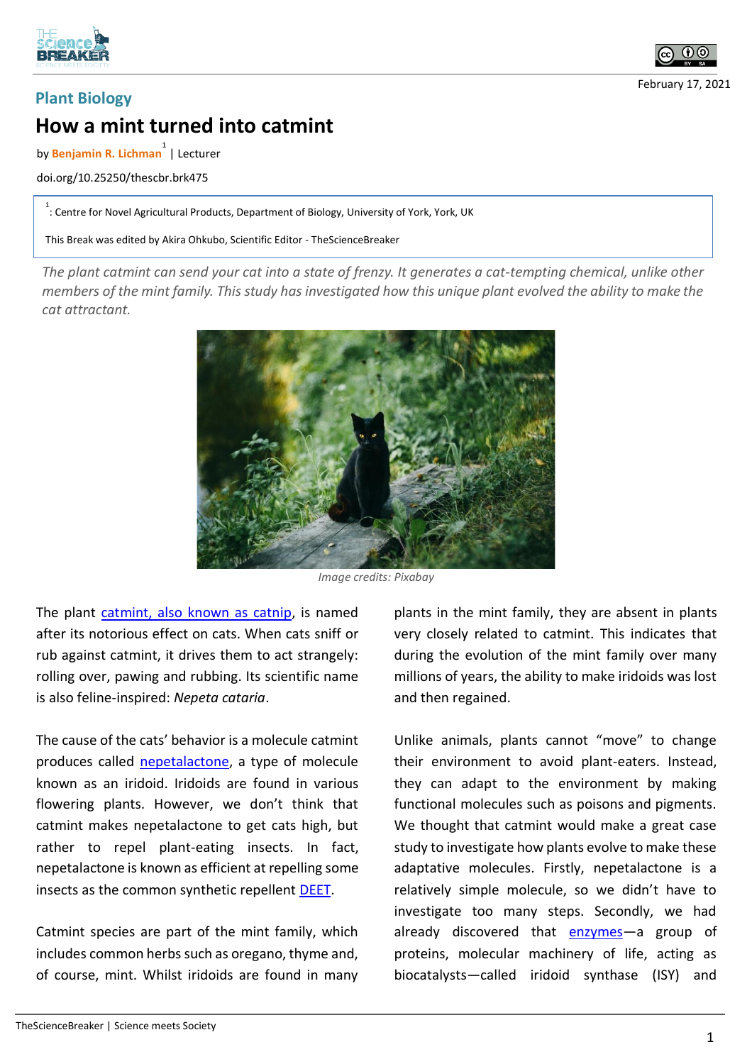February 17, 2021

**Plant Biology**

# How a mint turned into catmint

by **Benjamin R. Lichman**[1] | Lecturer

doi.org/10.25250/thescbr.brk475

[1]: Centre for Novel Agricultural Products, Department of Biology, University of York, York, UK

This Break was edited by Akira Ohkubo, Scientific Editor - TheScienceBreaker

*The plant catmint can send your cat into a state of frenzy. It generates a cat-tempting chemical, unlike other members of the mint family. This study has investigated how this unique plant evolved the ability to make the cat attractant.*

*Image credits: Pixabay*

The plant catmint, also known as catnip, is named after its notorious effect on cats. When cats sniff or rub against catmint, it drives them to act strangely: rolling over, pawing and rubbing. Its scientific name is also feline-inspired: *Nepeta cataria*.

The cause of the cats' behavior is a molecule catmint produces called nepetalactone, a type of molecule known as an iridoid. Iridoids are found in various flowering plants. However, we don't think that catmint makes nepetalactone to get cats high, but rather to repel plant-eating insects. In fact, nepetalactone is known as efficient at repelling some insects as the common synthetic repellent DEET.

Catmint species are part of the mint family, which includes common herbs such as oregano, thyme and, of course, mint. Whilst iridoids are found in many plants in the mint family, they are absent in plants very closely related to catmint. This indicates that during the evolution of the mint family over many millions of years, the ability to make iridoids was lost and then regained.

Unlike animals, plants cannot "move" to change their environment to avoid plant-eaters. Instead, they can adapt to the environment by making functional molecules such as poisons and pigments. We thought that catmint would make a great case study to investigate how plants evolve to make these adaptive molecules. Firstly, nepetalactone is a relatively simple molecule, so we didn't have to investigate too many steps. Secondly, we had already discovered that enzymes—a group of proteins, molecular machinery of life, acting as biocatalysts—called iridoid synthase (ISY) and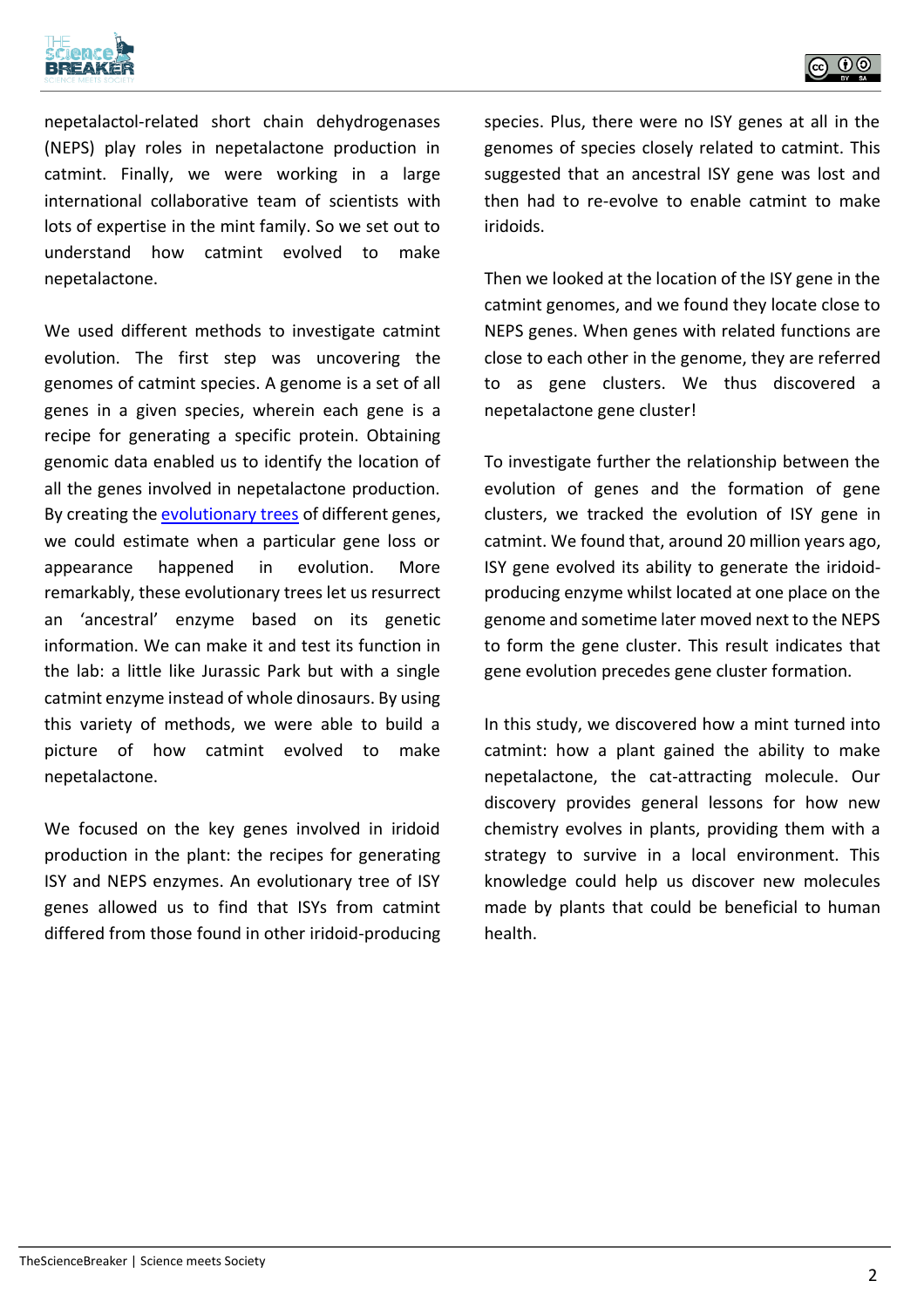nepetalactol-related short chain dehydrogenases (NEPS) play roles in nepetalactone production in catmint. Finally, we were working in a large international collaborative team of scientists with lots of expertise in the mint family. So we set out to understand how catmint evolved to make nepetalactone.

We used different methods to investigate catmint evolution. The first step was uncovering the genomes of catmint species. A genome is a set of all genes in a given species, wherein each gene is a recipe for generating a specific protein. Obtaining genomic data enabled us to identify the location of all the genes involved in nepetalactone production. By creating the evolutionary trees of different genes, we could estimate when a particular gene loss or appearance happened in evolution. More remarkably, these evolutionary trees let us resurrect an 'ancestral' enzyme based on its genetic information. We can make it and test its function in the lab: a little like Jurassic Park but with a single catmint enzyme instead of whole dinosaurs. By using this variety of methods, we were able to build a picture of how catmint evolved to make nepetalactone.

We focused on the key genes involved in iridoid production in the plant: the recipes for generating ISY and NEPS enzymes. An evolutionary tree of ISY genes allowed us to find that ISYs from catmint differed from those found in other iridoid-producing species. Plus, there were no ISY genes at all in the genomes of species closely related to catmint. This suggested that an ancestral ISY gene was lost and then had to re-evolve to enable catmint to make iridoids.

Then we looked at the location of the ISY gene in the catmint genomes, and we found they locate close to NEPS genes. When genes with related functions are close to each other in the genome, they are referred to as gene clusters. We thus discovered a nepetalactone gene cluster!

To investigate further the relationship between the evolution of genes and the formation of gene clusters, we tracked the evolution of ISY gene in catmint. We found that, around 20 million years ago, ISY gene evolved its ability to generate the iridoid-producing enzyme whilst located at one place on the genome and sometime later moved next to the NEPS to form the gene cluster. This result indicates that gene evolution precedes gene cluster formation.

In this study, we discovered how a mint turned into catmint: how a plant gained the ability to make nepetalactone, the cat-attracting molecule. Our discovery provides general lessons for how new chemistry evolves in plants, providing them with a strategy to survive in a local environment. This knowledge could help us discover new molecules made by plants that could be beneficial to human health.